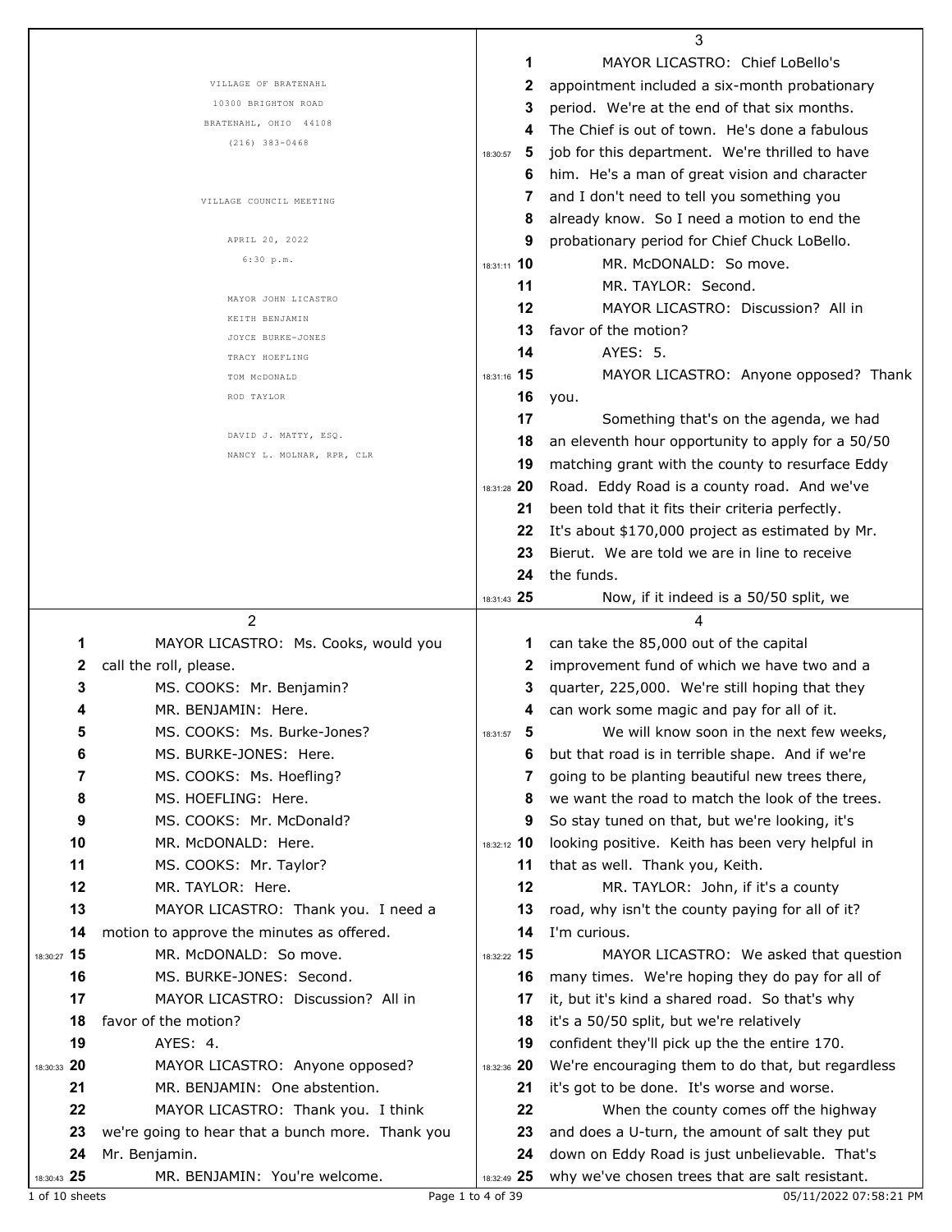VILLAGE OF BRATENAHL
10300 BRIGHTON ROAD
BRATENAHL, OHIO 44108
(216) 383-0468

VILLAGE COUNCIL MEETING

APRIL 20, 2022
6:30 p.m.

MAYOR JOHN LICASTRO
KEITH BENJAMIN
JOYCE BURKE-JONES
TRACY HOEFLING
TOM McDONALD
ROD TAYLOR

DAVID J. MATTY, ESQ.
NANCY L. MOLNAR, RPR, CLR

MAYOR LICASTRO: Ms. Cooks, would you call the roll, please.

MS. COOKS: Mr. Benjamin?

MR. BENJAMIN: Here.

MS. COOKS: Ms. Burke-Jones?

MS. BURKE-JONES: Here.

MS. COOKS: Ms. Hoefling?

MS. HOEFLING: Here.

MS. COOKS: Mr. McDonald?

MR. McDONALD: Here.

MS. COOKS: Mr. Taylor?

MR. TAYLOR: Here.

MAYOR LICASTRO: Thank you. I need a motion to approve the minutes as offered.

MR. McDONALD: So move.

MS. BURKE-JONES: Second.

MAYOR LICASTRO: Discussion? All in favor of the motion?

AYES: 4.

MAYOR LICASTRO: Anyone opposed?

MR. BENJAMIN: One abstention.

MAYOR LICASTRO: Thank you. I think we're going to hear that a bunch more. Thank you Mr. Benjamin.

MR. BENJAMIN: You're welcome.

MAYOR LICASTRO: Chief LoBello's appointment included a six-month probationary period. We're at the end of that six months. The Chief is out of town. He's done a fabulous job for this department. We're thrilled to have him. He's a man of great vision and character and I don't need to tell you something you already know. So I need a motion to end the probationary period for Chief Chuck LoBello.

MR. McDONALD: So move.

MR. TAYLOR: Second.

MAYOR LICASTRO: Discussion? All in favor of the motion?

AYES: 5.

MAYOR LICASTRO: Anyone opposed? Thank you.

Something that's on the agenda, we had an eleventh hour opportunity to apply for a 50/50 matching grant with the county to resurface Eddy Road. Eddy Road is a county road. And we've been told that it fits their criteria perfectly. It's about $170,000 project as estimated by Mr. Bierut. We are told we are in line to receive the funds.

Now, if it indeed is a 50/50 split, we can take the 85,000 out of the capital improvement fund of which we have two and a quarter, 225,000. We're still hoping that they can work some magic and pay for all of it.

We will know soon in the next few weeks, but that road is in terrible shape. And if we're going to be planting beautiful new trees there, we want the road to match the look of the trees. So stay tuned on that, but we're looking, it's looking positive. Keith has been very helpful in that as well. Thank you, Keith.

MR. TAYLOR: John, if it's a county road, why isn't the county paying for all of it? I'm curious.

MAYOR LICASTRO: We asked that question many times. We're hoping they do pay for all of it, but it's kinda shared road. So that's why it's a 50/50 split, but we're relatively confident they'll pick up the the entire 170. We're encouraging them to do that, but regardless it's got to be done. It's worse and worse.

When the county comes off the highway and does a U-turn, the amount of salt they put down on Eddy Road is just unbelievable. That's why we've chosen trees that are salt resistant.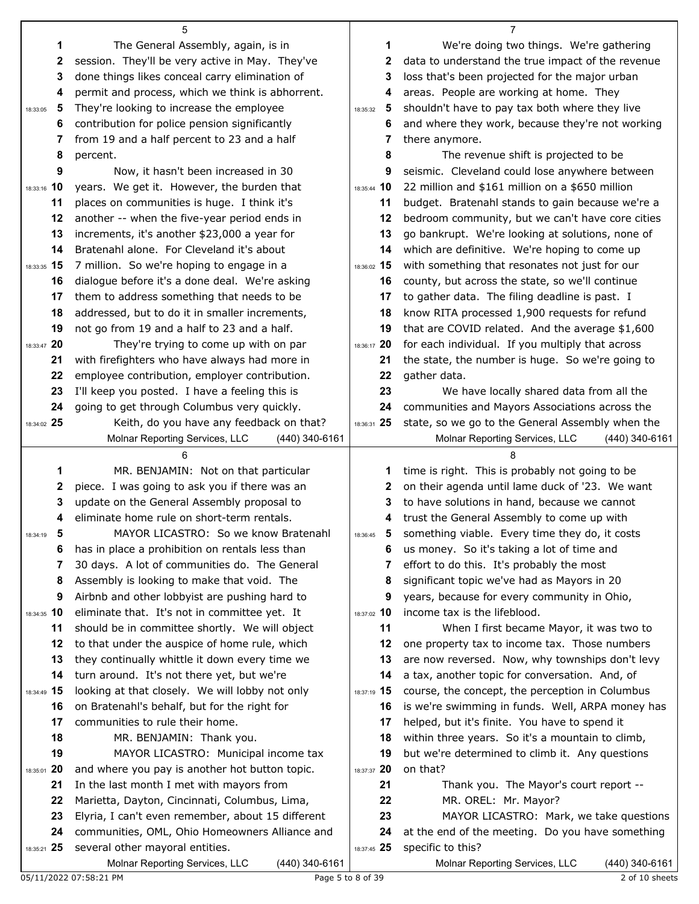The General Assembly, again, is in session. They'll be very active in May. They've done things likes conceal carry elimination of permit and process, which we think is abhorrent. They're looking to increase the employee contribution for police pension significantly from 19 and a half percent to 23 and a half percent.

Now, it hasn't been increased in 30 years. We get it. However, the burden that places on communities is huge. I think it's another -- when the five-year period ends in increments, it's another $23,000 a year for Bratenahl alone. For Cleveland it's about 7 million. So we're hoping to engage in a dialogue before it's a done deal. We're asking them to address something that needs to be addressed, but to do it in smaller increments, not go from 19 and a half to 23 and a half.

They're trying to come up with on par with firefighters who have always had more in employee contribution, employer contribution. I'll keep you posted. I have a feeling this is going to get through Columbus very quickly.

Keith, do you have any feedback on that?

MR. BENJAMIN: Not on that particular piece. I was going to ask you if there was an update on the General Assembly proposal to eliminate home rule on short-term rentals.

MAYOR LICASTRO: So we know Bratenahl has in place a prohibition on rentals less than 30 days. A lot of communities do. The General Assembly is looking to make that void. The Airbnb and other lobbyist are pushing hard to eliminate that. It's not in committee yet. It should be in committee shortly. We will object to that under the auspice of home rule, which they continually whittle it down every time we turn around. It's not there yet, but we're looking at that closely. We will lobby not only on Bratenahl's behalf, but for the right for communities to rule their home.

MR. BENJAMIN: Thank you.

MAYOR LICASTRO: Municipal income tax and where you pay is another hot button topic. In the last month I met with mayors from Marietta, Dayton, Cincinnati, Columbus, Lima, Elyria, I can't even remember, about 15 different communities, OML, Ohio Homeowners Alliance and several other mayoral entities.

We're doing two things. We're gathering data to understand the true impact of the revenue loss that's been projected for the major urban areas. People are working at home. They shouldn't have to pay tax both where they live and where they work, because they're not working there anymore.

The revenue shift is projected to be seismic. Cleveland could lose anywhere between 22 million and $161 million on a $650 million budget. Bratenahl stands to gain because we're a bedroom community, but we can't have core cities go bankrupt. We're looking at solutions, none of which are definitive. We're hoping to come up with something that resonates not just for our county, but across the state, so we'll continue to gather data. The filing deadline is past. I know RITA processed 1,900 requests for refund that are COVID related. And the average $1,600 for each individual. If you multiply that across the state, the number is huge. So we're going to gather data.

We have locally shared data from all the communities and Mayors Associations across the state, so we go to the General Assembly when the time is right. This is probably not going to be on their agenda until lame duck of '23. We want to have solutions in hand, because we cannot trust the General Assembly to come up with something viable. Every time they do, it costs us money. So it's taking a lot of time and effort to do this. It's probably the most significant topic we've had as Mayors in 20 years, because for every community in Ohio, income tax is the lifeblood.

When I first became Mayor, it was two to one property tax to income tax. Those numbers are now reversed. Now, why townships don't levy a tax, another topic for conversation. And, of course, the concept, the perception in Columbus is we're swimming in funds. Well, ARPA money has helped, but it's finite. You have to spend it within three years. So it's a mountain to climb, but we're determined to climb it. Any questions on that?

Thank you. The Mayor's court report --

MR. OREL: Mr. Mayor?

MAYOR LICASTRO: Mark, we take questions at the end of the meeting. Do you have something specific to this?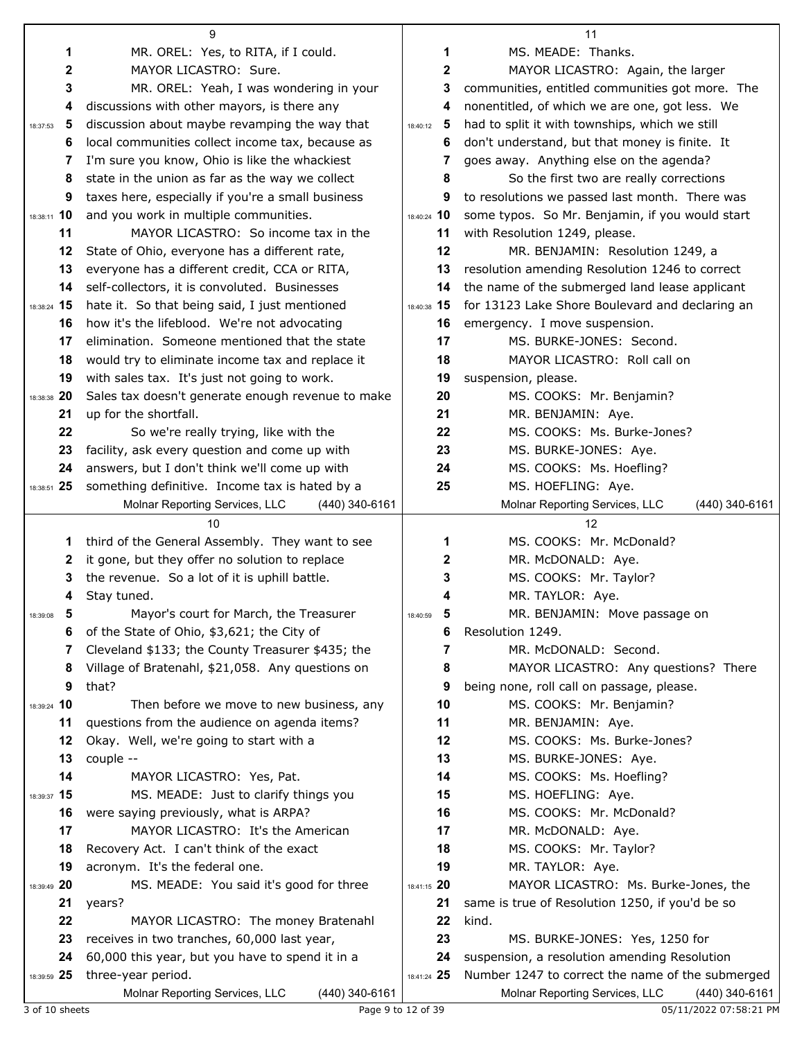MR. OREL: Yes, to RITA, if I could.

MAYOR LICASTRO: Sure.

MR. OREL: Yeah, I was wondering in your discussions with other mayors, is there any discussion about maybe revamping the way that local communities collect income tax, because as I'm sure you know, Ohio is like the whackiest state in the union as far as the way we collect taxes here, especially if you're a small business and you work in multiple communities.

MAYOR LICASTRO: So income tax in the State of Ohio, everyone has a different rate, everyone has a different credit, CCA or RITA, self-collectors, it is convoluted. Businesses hate it. So that being said, I just mentioned how it's the lifeblood. We're not advocating elimination. Someone mentioned that the state would try to eliminate income tax and replace it with sales tax. It's just not going to work. Sales tax doesn't generate enough revenue to make up for the shortfall.

So we're really trying, like with the facility, ask every question and come up with answers, but I don't think we'll come up with something definitive. Income tax is hated by a third of the General Assembly. They want to see it gone, but they offer no solution to replace the revenue. So a lot of it is uphill battle. Stay tuned.

Mayor's court for March, the Treasurer of the State of Ohio, $3,621; the City of Cleveland $133; the County Treasurer $435; the Village of Bratenahl, $21,058. Any questions on that?

Then before we move to new business, any questions from the audience on agenda items? Okay. Well, we're going to start with a couple --

MAYOR LICASTRO: Yes, Pat.

MS. MEADE: Just to clarify things you were saying previously, what is ARPA?

MAYOR LICASTRO: It's the American Recovery Act. I can't think of the exact acronym. It's the federal one.

MS. MEADE: You said it's good for three years?

MAYOR LICASTRO: The money Bratenahl receives in two tranches, 60,000 last year, 60,000 this year, but you have to spend it in a three-year period.

MS. MEADE: Thanks.

MAYOR LICASTRO: Again, the larger communities, entitled communities got more. The nonentitled, of which we are one, got less. We had to split it with townships, which we still don't understand, but that money is finite. It goes away. Anything else on the agenda?

So the first two are really corrections to resolutions we passed last month. There was some typos. So Mr. Benjamin, if you would start with Resolution 1249, please.

MR. BENJAMIN: Resolution 1249, a resolution amending Resolution 1246 to correct the name of the submerged land lease applicant for 13123 Lake Shore Boulevard and declaring an emergency. I move suspension.

MS. BURKE-JONES: Second.

MAYOR LICASTRO: Roll call on suspension, please.

MS. COOKS: Mr. Benjamin?

MR. BENJAMIN: Aye.

MS. COOKS: Ms. Burke-Jones?

MS. BURKE-JONES: Aye.

MS. COOKS: Ms. Hoefling?

MS. HOEFLING: Aye.

MS. COOKS: Mr. McDonald?

MR. McDONALD: Aye.

MS. COOKS: Mr. Taylor?

MR. TAYLOR: Aye.

MR. BENJAMIN: Move passage on Resolution 1249.

MR. McDONALD: Second.

MAYOR LICASTRO: Any questions? There being none, roll call on passage, please.

MS. COOKS: Mr. Benjamin?

MR. BENJAMIN: Aye.

MS. COOKS: Ms. Burke-Jones?

MS. BURKE-JONES: Aye.

MS. COOKS: Ms. Hoefling?

MS. HOEFLING: Aye.

MS. COOKS: Mr. McDonald?

MR. McDONALD: Aye.

MS. COOKS: Mr. Taylor?

MR. TAYLOR: Aye.

MAYOR LICASTRO: Ms. Burke-Jones, the same is true of Resolution 1250, if you'd be so kind.

MS. BURKE-JONES: Yes, 1250 for suspension, a resolution amending Resolution Number 1247 to correct the name of the submerged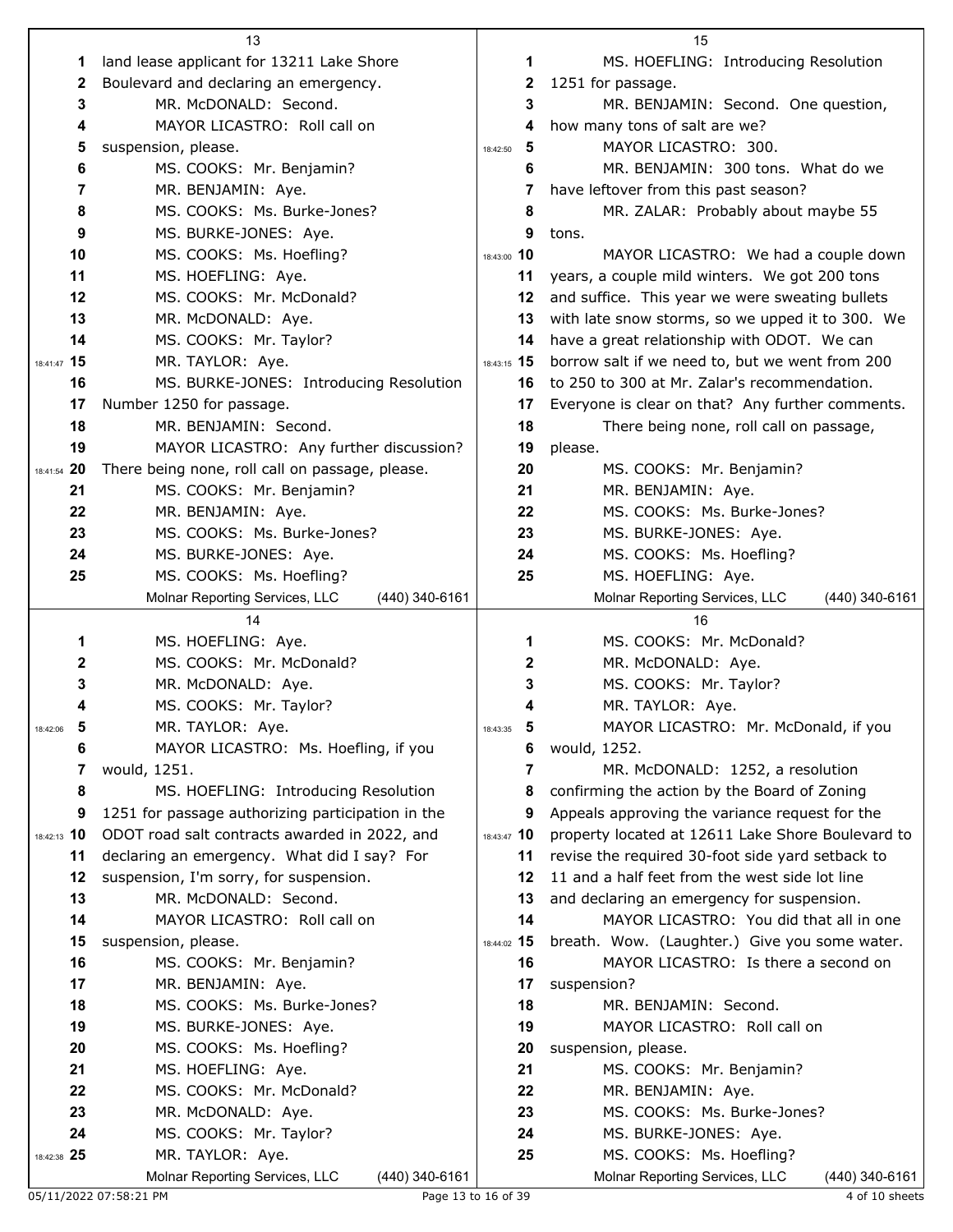land lease applicant for 13211 Lake Shore Boulevard and declaring an emergency.

MR. McDONALD: Second.

MAYOR LICASTRO: Roll call on suspension, please.

MS. COOKS: Mr. Benjamin?

MR. BENJAMIN: Aye.

MS. COOKS: Ms. Burke-Jones?

MS. BURKE-JONES: Aye.

MS. COOKS: Ms. Hoefling?

MS. HOEFLING: Aye.

MS. COOKS: Mr. McDonald?

MR. McDONALD: Aye.

MS. COOKS: Mr. Taylor?

MR. TAYLOR: Aye.

MS. BURKE-JONES: Introducing Resolution Number 1250 for passage.

MR. BENJAMIN: Second.

MAYOR LICASTRO: Any further discussion? There being none, roll call on passage, please.

MS. COOKS: Mr. Benjamin?

MR. BENJAMIN: Aye.

MS. COOKS: Ms. Burke-Jones?

MS. BURKE-JONES: Aye.

MS. COOKS: Ms. Hoefling?

MS. HOEFLING: Aye.

MS. COOKS: Mr. McDonald?

MR. McDONALD: Aye.

MS. COOKS: Mr. Taylor?

MR. TAYLOR: Aye.

MAYOR LICASTRO: Ms. Hoefling, if you would, 1251.

MS. HOEFLING: Introducing Resolution 1251 for passage authorizing participation in the ODOT road salt contracts awarded in 2022, and declaring an emergency. What did I say? For suspension, I'm sorry, for suspension.

MR. McDONALD: Second.

MAYOR LICASTRO: Roll call on suspension, please.

MS. COOKS: Mr. Benjamin?

MR. BENJAMIN: Aye.

MS. COOKS: Ms. Burke-Jones?

MS. BURKE-JONES: Aye.

MS. COOKS: Ms. Hoefling?

MS. HOEFLING: Aye.

MS. COOKS: Mr. McDonald?

MR. McDONALD: Aye.

MS. COOKS: Mr. Taylor?

MR. TAYLOR: Aye.

MS. HOEFLING: Introducing Resolution 1251 for passage.

MR. BENJAMIN: Second. One question, how many tons of salt are we?

MAYOR LICASTRO: 300.

MR. BENJAMIN: 300 tons. What do we have leftover from this past season?

MR. ZALAR: Probably about maybe 55 tons.

MAYOR LICASTRO: We had a couple down years, a couple mild winters. We got 200 tons and suffice. This year we were sweating bullets with late snow storms, so we upped it to 300. We have a great relationship with ODOT. We can borrow salt if we need to, but we went from 200 to 250 to 300 at Mr. Zalar's recommendation. Everyone is clear on that? Any further comments.

There being none, roll call on passage, please.

MS. COOKS: Mr. Benjamin?

MR. BENJAMIN: Aye.

MS. COOKS: Ms. Burke-Jones?

MS. BURKE-JONES: Aye.

MS. COOKS: Ms. Hoefling?

MS. HOEFLING: Aye.

MS. COOKS: Mr. McDonald?

MR. McDONALD: Aye.

MS. COOKS: Mr. Taylor?

MR. TAYLOR: Aye.

MAYOR LICASTRO: Mr. McDonald, if you would, 1252.

MR. McDONALD: 1252, a resolution confirming the action by the Board of Zoning Appeals approving the variance request for the property located at 12611 Lake Shore Boulevard to revise the required 30-foot side yard setback to 11 and a half feet from the west side lot line and declaring an emergency for suspension.

MAYOR LICASTRO: You did that all in one breath. Wow. (Laughter.) Give you some water.

MAYOR LICASTRO: Is there a second on suspension?

MR. BENJAMIN: Second.

MAYOR LICASTRO: Roll call on suspension, please.

MS. COOKS: Mr. Benjamin?

MR. BENJAMIN: Aye.

MS. COOKS: Ms. Burke-Jones?

MS. BURKE-JONES: Aye.

MS. COOKS: Ms. Hoefling?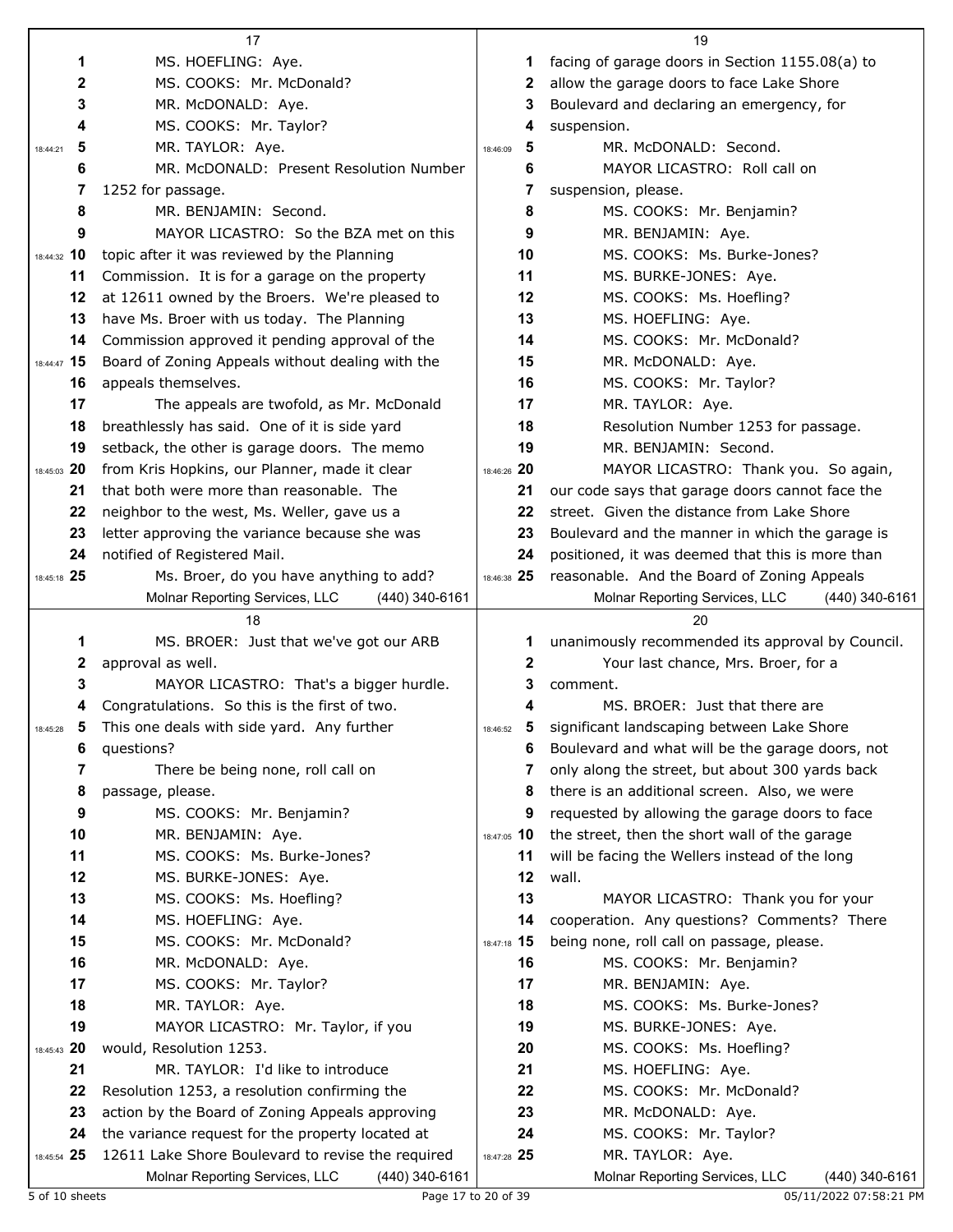MS. HOEFLING: Aye.

MS. COOKS: Mr. McDonald?

MR. McDONALD: Aye.

MS. COOKS: Mr. Taylor?

MR. TAYLOR: Aye.

MR. McDONALD: Present Resolution Number 1252 for passage.

MR. BENJAMIN: Second.

MAYOR LICASTRO: So the BZA met on this topic after it was reviewed by the Planning Commission. It is for a garage on the property at 12611 owned by the Broers. We're pleased to have Ms. Broer with us today. The Planning Commission approved it pending approval of the Board of Zoning Appeals without dealing with the appeals themselves.

The appeals are twofold, as Mr. McDonald breathlessly has said. One of it is side yard setback, the other is garage doors. The memo from Kris Hopkins, our Planner, made it clear that both were more than reasonable. The neighbor to the west, Ms. Weller, gave us a letter approving the variance because she was notified of Registered Mail.

Ms. Broer, do you have anything to add?

MS. BROER: Just that we've got our ARB approval as well.

MAYOR LICASTRO: That's a bigger hurdle. Congratulations. So this is the first of two. This one deals with side yard. Any further questions?

There be being none, roll call on passage, please.

MS. COOKS: Mr. Benjamin?

MR. BENJAMIN: Aye.

MS. COOKS: Ms. Burke-Jones?

MS. BURKE-JONES: Aye.

MS. COOKS: Ms. Hoefling?

MS. HOEFLING: Aye.

MS. COOKS: Mr. McDonald?

MR. McDONALD: Aye.

MS. COOKS: Mr. Taylor?

MR. TAYLOR: Aye.

MAYOR LICASTRO: Mr. Taylor, if you would, Resolution 1253.

MR. TAYLOR: I'd like to introduce Resolution 1253, a resolution confirming the action by the Board of Zoning Appeals approving the variance request for the property located at 12611 Lake Shore Boulevard to revise the required facing of garage doors in Section 1155.08(a) to allow the garage doors to face Lake Shore Boulevard and declaring an emergency, for suspension.

MR. McDONALD: Second.

MAYOR LICASTRO: Roll call on suspension, please.

MS. COOKS: Mr. Benjamin?

MR. BENJAMIN: Aye.

MS. COOKS: Ms. Burke-Jones?

MS. BURKE-JONES: Aye.

MS. COOKS: Ms. Hoefling?

MS. HOEFLING: Aye.

MS. COOKS: Mr. McDonald?

MR. McDONALD: Aye.

MS. COOKS: Mr. Taylor?

MR. TAYLOR: Aye.

Resolution Number 1253 for passage.

MR. BENJAMIN: Second.

MAYOR LICASTRO: Thank you. So again, our code says that garage doors cannot face the street. Given the distance from Lake Shore Boulevard and the manner in which the garage is positioned, it was deemed that this is more than reasonable. And the Board of Zoning Appeals unanimously recommended its approval by Council.

Your last chance, Mrs. Broer, for a comment.

MS. BROER: Just that there are significant landscaping between Lake Shore Boulevard and what will be the garage doors, not only along the street, but about 300 yards back there is an additional screen. Also, we were requested by allowing the garage doors to face the street, then the short wall of the garage will be facing the Wellers instead of the long wall.

MAYOR LICASTRO: Thank you for your cooperation. Any questions? Comments? There being none, roll call on passage, please.

MS. COOKS: Mr. Benjamin?

MR. BENJAMIN: Aye.

MS. COOKS: Ms. Burke-Jones?

MS. BURKE-JONES: Aye.

MS. COOKS: Ms. Hoefling?

MS. HOEFLING: Aye.

MS. COOKS: Mr. McDonald?

MR. McDONALD: Aye.

MS. COOKS: Mr. Taylor?

MR. TAYLOR: Aye.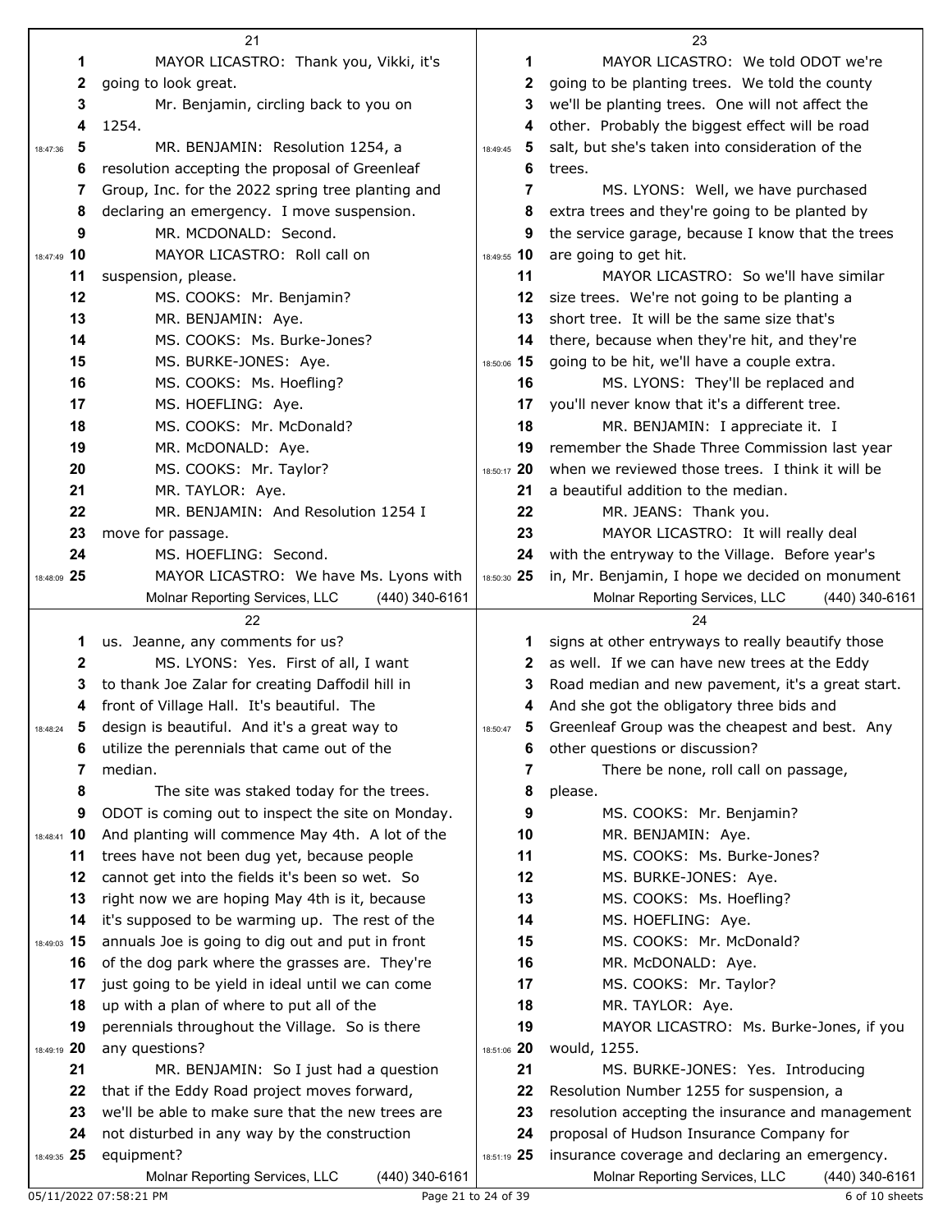MAYOR LICASTRO: Thank you, Vikki, it's going to look great.

Mr. Benjamin, circling back to you on 1254.

MR. BENJAMIN: Resolution 1254, a resolution accepting the proposal of Greenleaf Group, Inc. for the 2022 spring tree planting and declaring an emergency. I move suspension.

MR. MCDONALD: Second.

MAYOR LICASTRO: Roll call on suspension, please.

MS. COOKS: Mr. Benjamin?

MR. BENJAMIN: Aye.

MS. COOKS: Ms. Burke-Jones?

MS. BURKE-JONES: Aye.

MS. COOKS: Ms. Hoefling?

MS. HOEFLING: Aye.

MS. COOKS: Mr. McDonald?

MR. McDONALD: Aye.

MS. COOKS: Mr. Taylor?

MR. TAYLOR: Aye.

MR. BENJAMIN: And Resolution 1254 I move for passage.

MS. HOEFLING: Second.

MAYOR LICASTRO: We have Ms. Lyons with us. Jeanne, any comments for us?

MS. LYONS: Yes. First of all, I want to thank Joe Zalar for creating Daffodil hill in front of Village Hall. It's beautiful. The design is beautiful. And it's a great way to utilize the perennials that came out of the median.

The site was staked today for the trees. ODOT is coming out to inspect the site on Monday. And planting will commence May 4th. A lot of the trees have not been dug yet, because people cannot get into the fields it's been so wet. So right now we are hoping May 4th is it, because it's supposed to be warming up. The rest of the annuals Joe is going to dig out and put in front of the dog park where the grasses are. They're just going to be yield in ideal until we can come up with a plan of where to put all of the perennials throughout the Village. So is there any questions?

MR. BENJAMIN: So I just had a question that if the Eddy Road project moves forward, we'll be able to make sure that the new trees are not disturbed in any way by the construction equipment?

MAYOR LICASTRO: We told ODOT we're going to be planting trees. We told the county we'll be planting trees. One will not affect the other. Probably the biggest effect will be road salt, but she's taken into consideration of the trees.

MS. LYONS: Well, we have purchased extra trees and they're going to be planted by the service garage, because I know that the trees are going to get hit.

MAYOR LICASTRO: So we'll have similar size trees. We're not going to be planting a short tree. It will be the same size that's there, because when they're hit, and they're going to be hit, we'll have a couple extra.

MS. LYONS: They'll be replaced and you'll never know that it's a different tree.

MR. BENJAMIN: I appreciate it. I remember the Shade Three Commission last year when we reviewed those trees. I think it will be a beautiful addition to the median.

MR. JEANS: Thank you.

MAYOR LICASTRO: It will really deal with the entryway to the Village. Before year's in, Mr. Benjamin, I hope we decided on monument signs at other entryways to really beautify those as well. If we can have new trees at the Eddy Road median and new pavement, it's a great start. And she got the obligatory three bids and Greenleaf Group was the cheapest and best. Any other questions or discussion?

There be none, roll call on passage, please.

MS. COOKS: Mr. Benjamin?

MR. BENJAMIN: Aye.

MS. COOKS: Ms. Burke-Jones?

MS. BURKE-JONES: Aye.

MS. COOKS: Ms. Hoefling?

MS. HOEFLING: Aye.

MS. COOKS: Mr. McDonald?

MR. McDONALD: Aye.

MS. COOKS: Mr. Taylor?

MR. TAYLOR: Aye.

MAYOR LICASTRO: Ms. Burke-Jones, if you would, 1255.

MS. BURKE-JONES: Yes. Introducing Resolution Number 1255 for suspension, a resolution accepting the insurance and management proposal of Hudson Insurance Company for insurance coverage and declaring an emergency.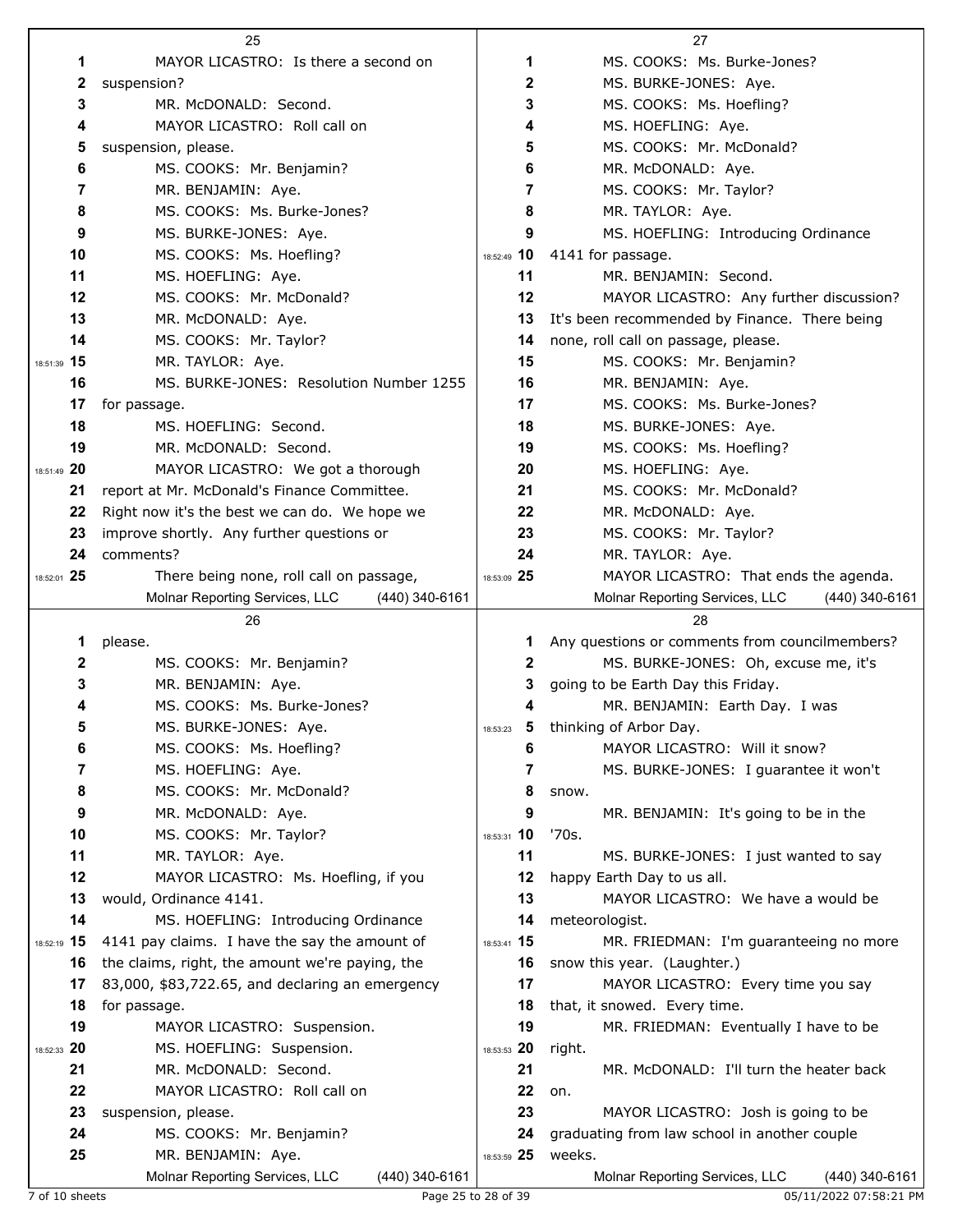MAYOR LICASTRO: Is there a second on suspension?

MR. McDONALD: Second.

MAYOR LICASTRO: Roll call on suspension, please.

MS. COOKS: Mr. Benjamin?

MR. BENJAMIN: Aye.

MS. COOKS: Ms. Burke-Jones?

MS. BURKE-JONES: Aye.

MS. COOKS: Ms. Hoefling?

MS. HOEFLING: Aye.

MS. COOKS: Mr. McDonald?

MR. McDONALD: Aye.

MS. COOKS: Mr. Taylor?

MR. TAYLOR: Aye.

MS. BURKE-JONES: Resolution Number 1255 for passage.

MS. HOEFLING: Second.

MR. McDONALD: Second.

MAYOR LICASTRO: We got a thorough report at Mr. McDonald's Finance Committee. Right now it's the best we can do. We hope we improve shortly. Any further questions or comments?

There being none, roll call on passage, please.

MS. COOKS: Mr. Benjamin?

MR. BENJAMIN: Aye.

MS. COOKS: Ms. Burke-Jones?

MS. BURKE-JONES: Aye.

MS. COOKS: Ms. Hoefling?

MS. HOEFLING: Aye.

MS. COOKS: Mr. McDonald?

MR. McDONALD: Aye.

MS. COOKS: Mr. Taylor?

MR. TAYLOR: Aye.

MAYOR LICASTRO: Ms. Hoefling, if you would, Ordinance 4141.

MS. HOEFLING: Introducing Ordinance 4141 pay claims. I have the say the amount of the claims, right, the amount we're paying, the 83,000, $83,722.65, and declaring an emergency for passage.

MAYOR LICASTRO: Suspension.

MS. HOEFLING: Suspension.

MR. McDONALD: Second.

MAYOR LICASTRO: Roll call on suspension, please.

MS. COOKS: Mr. Benjamin?

MR. BENJAMIN: Aye.

MS. COOKS: Ms. Burke-Jones?

MS. BURKE-JONES: Aye.

MS. COOKS: Ms. Hoefling?

MS. HOEFLING: Aye.

MS. COOKS: Mr. McDonald?

MR. McDONALD: Aye.

MS. COOKS: Mr. Taylor?

MR. TAYLOR: Aye.

MS. HOEFLING: Introducing Ordinance 4141 for passage.

MR. BENJAMIN: Second.

MAYOR LICASTRO: Any further discussion? It's been recommended by Finance. There being none, roll call on passage, please.

MS. COOKS: Mr. Benjamin?

MR. BENJAMIN: Aye.

MS. COOKS: Ms. Burke-Jones?

MS. BURKE-JONES: Aye.

MS. COOKS: Ms. Hoefling?

MS. HOEFLING: Aye.

MS. COOKS: Mr. McDonald?

MR. McDONALD: Aye.

MS. COOKS: Mr. Taylor?

MR. TAYLOR: Aye.

MAYOR LICASTRO: That ends the agenda. Any questions or comments from councilmembers?

MS. BURKE-JONES: Oh, excuse me, it's going to be Earth Day this Friday.

MR. BENJAMIN: Earth Day. I was thinking of Arbor Day.

MAYOR LICASTRO: Will it snow?

MS. BURKE-JONES: I guarantee it won't snow.

MR. BENJAMIN: It's going to be in the '70s.

MS. BURKE-JONES: I just wanted to say happy Earth Day to us all.

MAYOR LICASTRO: We have a would be meteorologist.

MR. FRIEDMAN: I'm guaranteeing no more snow this year. (Laughter.)

MAYOR LICASTRO: Every time you say that, it snowed. Every time.

MR. FRIEDMAN: Eventually I have to be right.

MR. McDONALD: I'll turn the heater back on.

MAYOR LICASTRO: Josh is going to be graduating from law school in another couple weeks.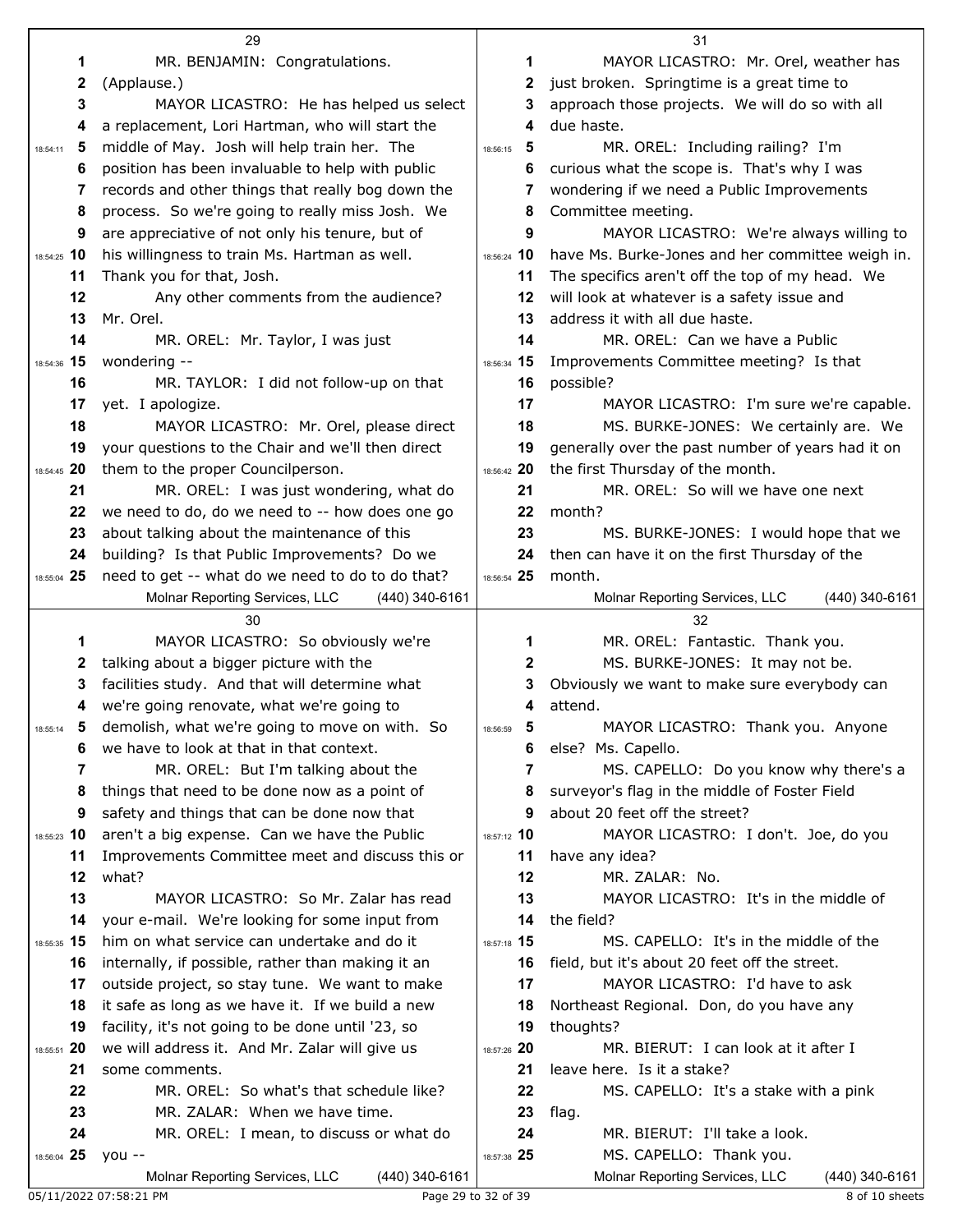MR. BENJAMIN: Congratulations.

(Applause.)

MAYOR LICASTRO: He has helped us select a replacement, Lori Hartman, who will start the middle of May. Josh will help train her. The position has been invaluable to help with public records and other things that really bog down the process. So we're going to really miss Josh. We are appreciative of not only his tenure, but of his willingness to train Ms. Hartman as well. Thank you for that, Josh.

Any other comments from the audience? Mr. Orel.

MR. OREL: Mr. Taylor, I was just wondering --

MR. TAYLOR: I did not follow-up on that yet. I apologize.

MAYOR LICASTRO: Mr. Orel, please direct your questions to the Chair and we'll then direct them to the proper Councilperson.

MR. OREL: I was just wondering, what do we need to do, do we need to -- how does one go about talking about the maintenance of this building? Is that Public Improvements? Do we need to get -- what do we need to do to do that?

MAYOR LICASTRO: So obviously we're talking about a bigger picture with the facilities study. And that will determine what we're going renovate, what we're going to demolish, what we're going to move on with. So we have to look at that in that context.

MR. OREL: But I'm talking about the things that need to be done now as a point of safety and things that can be done now that aren't a big expense. Can we have the Public Improvements Committee meet and discuss this or what?

MAYOR LICASTRO: So Mr. Zalar has read your e-mail. We're looking for some input from him on what service can undertake and do it internally, if possible, rather than making it an outside project, so stay tune. We want to make it safe as long as we have it. If we build a new facility, it's not going to be done until '23, so we will address it. And Mr. Zalar will give us some comments.

MR. OREL: So what's that schedule like?

MR. ZALAR: When we have time.

MR. OREL: I mean, to discuss or what do you --

MAYOR LICASTRO: Mr. Orel, weather has just broken. Springtime is a great time to approach those projects. We will do so with all due haste.

MR. OREL: Including railing? I'm curious what the scope is. That's why I was wondering if we need a Public Improvements Committee meeting.

MAYOR LICASTRO: We're always willing to have Ms. Burke-Jones and her committee weigh in. The specifics aren't off the top of my head. We will look at whatever is a safety issue and address it with all due haste.

MR. OREL: Can we have a Public Improvements Committee meeting? Is that possible?

MAYOR LICASTRO: I'm sure we're capable.

MS. BURKE-JONES: We certainly are. We generally over the past number of years had it on the first Thursday of the month.

MR. OREL: So will we have one next month?

MS. BURKE-JONES: I would hope that we then can have it on the first Thursday of the month.

MR. OREL: Fantastic. Thank you.

MS. BURKE-JONES: It may not be. Obviously we want to make sure everybody can attend.

MAYOR LICASTRO: Thank you. Anyone else? Ms. Capello.

MS. CAPELLO: Do you know why there's a surveyor's flag in the middle of Foster Field about 20 feet off the street?

MAYOR LICASTRO: I don't. Joe, do you have any idea?

MR. ZALAR: No.

MAYOR LICASTRO: It's in the middle of the field?

MS. CAPELLO: It's in the middle of the field, but it's about 20 feet off the street.

MAYOR LICASTRO: I'd have to ask Northeast Regional. Don, do you have any thoughts?

MR. BIERUT: I can look at it after I leave here. Is it a stake?

MS. CAPELLO: It's a stake with a pink flag.

MR. BIERUT: I'll take a look.

MS. CAPELLO: Thank you.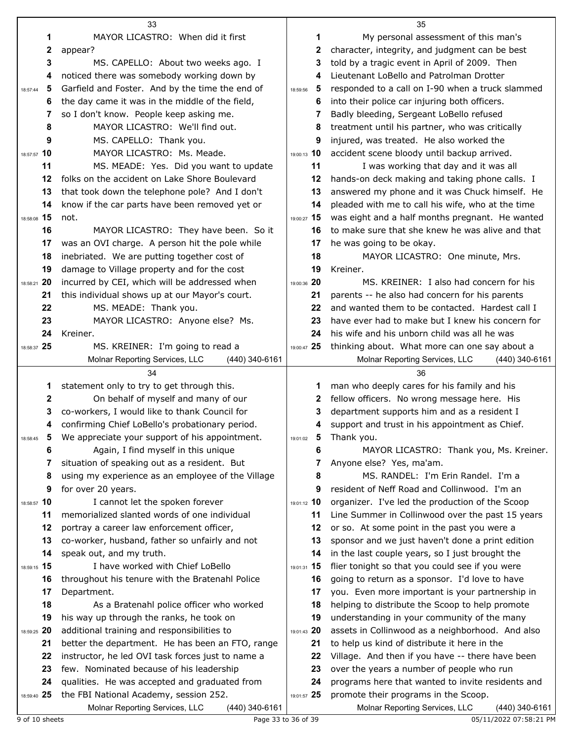MAYOR LICASTRO: When did it first appear?

MS. CAPELLO: About two weeks ago. I noticed there was somebody working down by Garfield and Foster. And by the time the end of the day came it was in the middle of the field, so I don't know. People keep asking me.

MAYOR LICASTRO: We'll find out.

MS. CAPELLO: Thank you.

MAYOR LICASTRO: Ms. Meade.

MS. MEADE: Yes. Did you want to update folks on the accident on Lake Shore Boulevard that took down the telephone pole? And I don't know if the car parts have been removed yet or not.

MAYOR LICASTRO: They have been. So it was an OVI charge. A person hit the pole while inebriated. We are putting together cost of damage to Village property and for the cost incurred by CEI, which will be addressed when this individual shows up at our Mayor's court.

MS. MEADE: Thank you.

MAYOR LICASTRO: Anyone else? Ms. Kreiner.

MS. KREINER: I'm going to read a statement only to try to get through this.

On behalf of myself and many of our co-workers, I would like to thank Council for confirming Chief LoBello's probationary period. We appreciate your support of his appointment.

Again, I find myself in this unique situation of speaking out as a resident. But using my experience as an employee of the Village for over 20 years.

I cannot let the spoken forever memorialized slanted words of one individual portray a career law enforcement officer, co-worker, husband, father so unfairly and not speak out, and my truth.

I have worked with Chief LoBello throughout his tenure with the Bratenahl Police Department.

As a Bratenahl police officer who worked his way up through the ranks, he took on additional training and responsibilities to better the department. He has been an FTO, range instructor, he led OVI task forces just to name a few. Nominated because of his leadership qualities. He was accepted and graduated from the FBI National Academy, session 252.

My personal assessment of this man's character, integrity, and judgment can be best told by a tragic event in April of 2009. Then Lieutenant LoBello and Patrolman Drotter responded to a call on I-90 when a truck slammed into their police car injuring both officers. Badly bleeding, Sergeant LoBello refused treatment until his partner, who was critically injured, was treated. He also worked the accident scene bloody until backup arrived.

I was working that day and it was all hands-on deck making and taking phone calls. I answered my phone and it was Chuck himself. He pleaded with me to call his wife, who at the time was eight and a half months pregnant. He wanted to make sure that she knew he was alive and that he was going to be okay.

MAYOR LICASTRO: One minute, Mrs. Kreiner.

MS. KREINER: I also had concern for his parents -- he also had concern for his parents and wanted them to be contacted. Hardest call I have ever had to make but I knew his concern for his wife and his unborn child was all he was thinking about. What more can one say about a man who deeply cares for his family and his fellow officers. No wrong message here. His department supports him and as a resident I support and trust in his appointment as Chief. Thank you.

MAYOR LICASTRO: Thank you, Ms. Kreiner. Anyone else? Yes, ma'am.

MS. RANDEL: I'm Erin Randel. I'm a resident of Neff Road and Collinwood. I'm an organizer. I've led the production of the Scoop Line Summer in Collinwood over the past 15 years or so. At some point in the past you were a sponsor and we just haven't done a print edition in the last couple years, so I just brought the flier tonight so that you could see if you were going to return as a sponsor. I'd love to have you. Even more important is your partnership in helping to distribute the Scoop to help promote understanding in your community of the many assets in Collinwood as a neighborhood. And also to help us kind of distribute it here in the Village. And then if you have -- there have been over the years a number of people who run programs here that wanted to invite residents and promote their programs in the Scoop.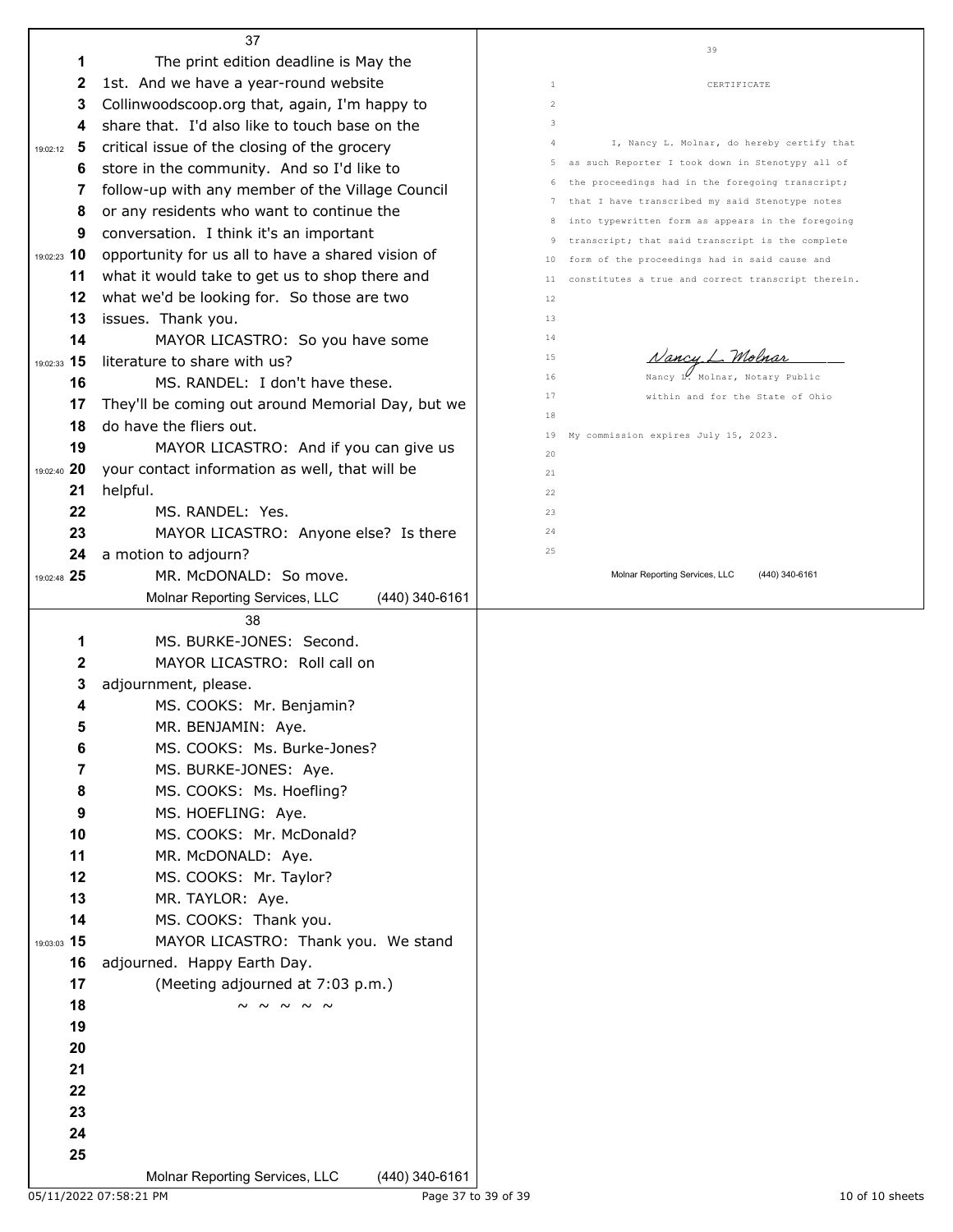The print edition deadline is May the 1st. And we have a year-round website Collinwoodscoop.org that, again, I'm happy to share that. I'd also like to touch base on the critical issue of the closing of the grocery store in the community. And so I'd like to follow-up with any member of the Village Council or any residents who want to continue the conversation. I think it's an important opportunity for us all to have a shared vision of what it would take to get us to shop there and what we'd be looking for. So those are two issues. Thank you.

MAYOR LICASTRO: So you have some literature to share with us?

MS. RANDEL: I don't have these. They'll be coming out around Memorial Day, but we do have the fliers out.

MAYOR LICASTRO: And if you can give us your contact information as well, that will be helpful.

MS. RANDEL: Yes.

MAYOR LICASTRO: Anyone else? Is there a motion to adjourn?

MR. McDONALD: So move.

MS. BURKE-JONES: Second.

MAYOR LICASTRO: Roll call on adjournment, please.

MS. COOKS: Mr. Benjamin?

MR. BENJAMIN: Aye.

MS. COOKS: Ms. Burke-Jones?

MS. BURKE-JONES: Aye.

MS. COOKS: Ms. Hoefling?

MS. HOEFLING: Aye.

MS. COOKS: Mr. McDonald?

MR. McDONALD: Aye.

MS. COOKS: Mr. Taylor?

MR. TAYLOR: Aye.

MS. COOKS: Thank you.

MAYOR LICASTRO: Thank you. We stand adjourned. Happy Earth Day.

(Meeting adjourned at 7:03 p.m.)

~ ~ ~ ~ ~

## CERTIFICATE

I, Nancy L. Molnar, do hereby certify that as such Reporter I took down in Stenotypy all of the proceedings had in the foregoing transcript; that I have transcribed my said Stenotype notes into typewritten form as appears in the foregoing transcript; that said transcript is the complete form of the proceedings had in said cause and constitutes a true and correct transcript therein.

*Nancy L. Molnar*

Nancy L. Molnar, Notary Public
within and for the State of Ohio

My commission expires July 15, 2023.